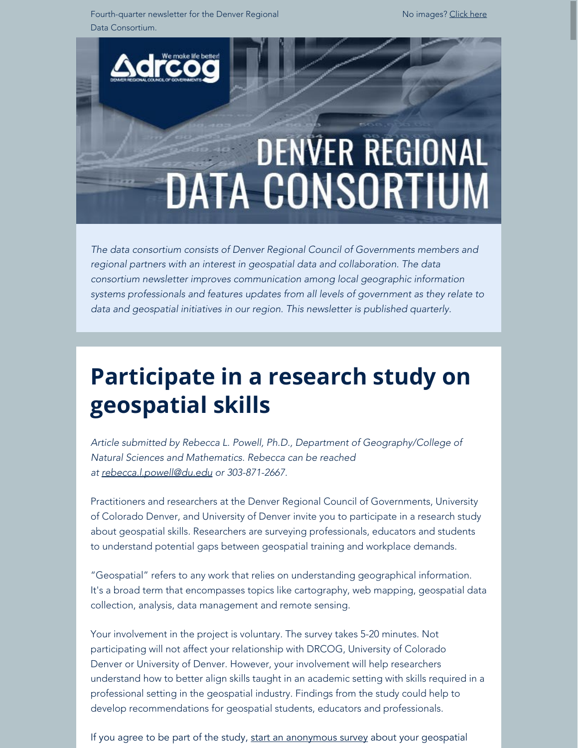Fourth-quarter newsletter for the Denver Regional Data Consortium.

No images? Click here

# DENVER REGIONAL DATA CONSORTIUM

*The data consortium consists of Denver Regional Council of Governments members and regional partners with an interest in geospatial data and collaboration. The data consortium newsletter improves communication among local geographic information systems professionals and features updates from all levels of government as they relate to data and geospatial initiatives in our region. This newsletter is published quarterly.*

## Participate in a research study on geospatial skills

*Article submitted by Rebecca L. Powell, Ph.D., Department of Geography/College of Natural Sciences and Mathematics. Rebecca can be reached at rebecca.l.powell@du.edu or 303-871-2667.*

Practitioners and researchers at the Denver Regional Council of Governments, University of Colorado Denver, and University of Denver invite you to participate in a research study about geospatial skills. Researchers are surveying professionals, educators and students to understand potential gaps between geospatial training and workplace demands.

"Geospatial" refers to any work that relies on understanding geographical information. It's a broad term that encompasses topics like cartography, web mapping, geospatial data collection, analysis, data management and remote sensing.

Your involvement in the project is voluntary. The survey takes 5-20 minutes. Not participating will not affect your relationship with DRCOG, University of Colorado Denver or University of Denver. However, your involvement will help researchers understand how to better align skills taught in an academic setting with skills required in a professional setting in the geospatial industry. Findings from the study could help to develop recommendations for geospatial students, educators and professionals.

If you agree to be part of the study, start an anonymous survey about your geospatial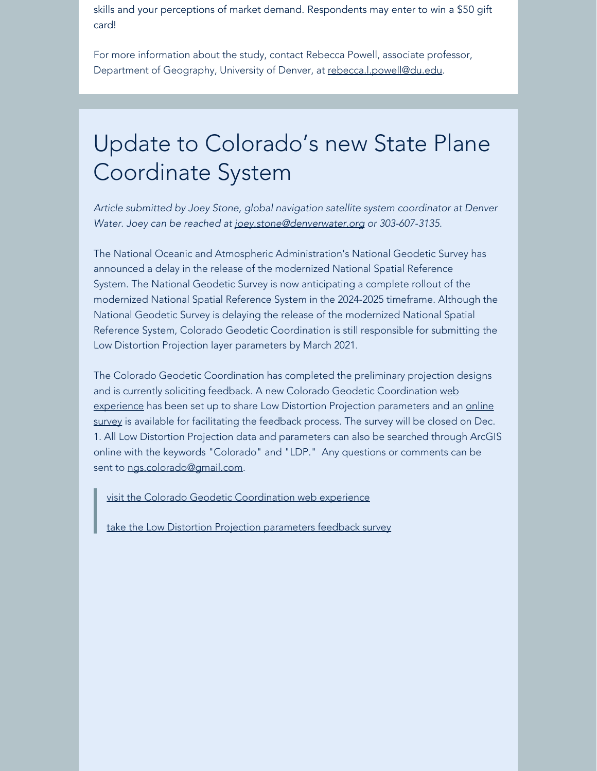skills and your perceptions of market demand. Respondents may enter to win a $50 gift card!

For more information about the study, contact Rebecca Powell, associate professor, Department of Geography, University of Denver, at rebecca.l.powell@du.edu.

# Update to Colorado's new State Plane Coordinate System

*Article submitted by Joey Stone, global navigation satellite system coordinator at Denver Water. Joey can be reached at joey.stone@denverwater.org or 303-607-3135.*

The National Oceanic and Atmospheric Administration's National Geodetic Survey has announced a delay in the release of the modernized National Spatial Reference System. The National Geodetic Survey is now anticipating a complete rollout of the modernized National Spatial Reference System in the 2024-2025 timeframe. Although the National Geodetic Survey is delaying the release of the modernized National Spatial Reference System, Colorado Geodetic Coordination is still responsible for submitting the Low Distortion Projection layer parameters by March 2021.

The Colorado Geodetic Coordination has completed the preliminary projection designs and is currently soliciting feedback. A new Colorado Geodetic Coordination web experience has been set up to share Low Distortion Projection parameters and an online survey is available for facilitating the feedback process. The survey will be closed on Dec. 1. All Low Distortion Projection data and parameters can also be searched through ArcGIS online with the keywords "Colorado" and "LDP." Any questions or comments can be sent to ngs.colorado@gmail.com.

> visit the Colorado Geodetic Coordination web experience
>
> take the Low Distortion Projection parameters feedback survey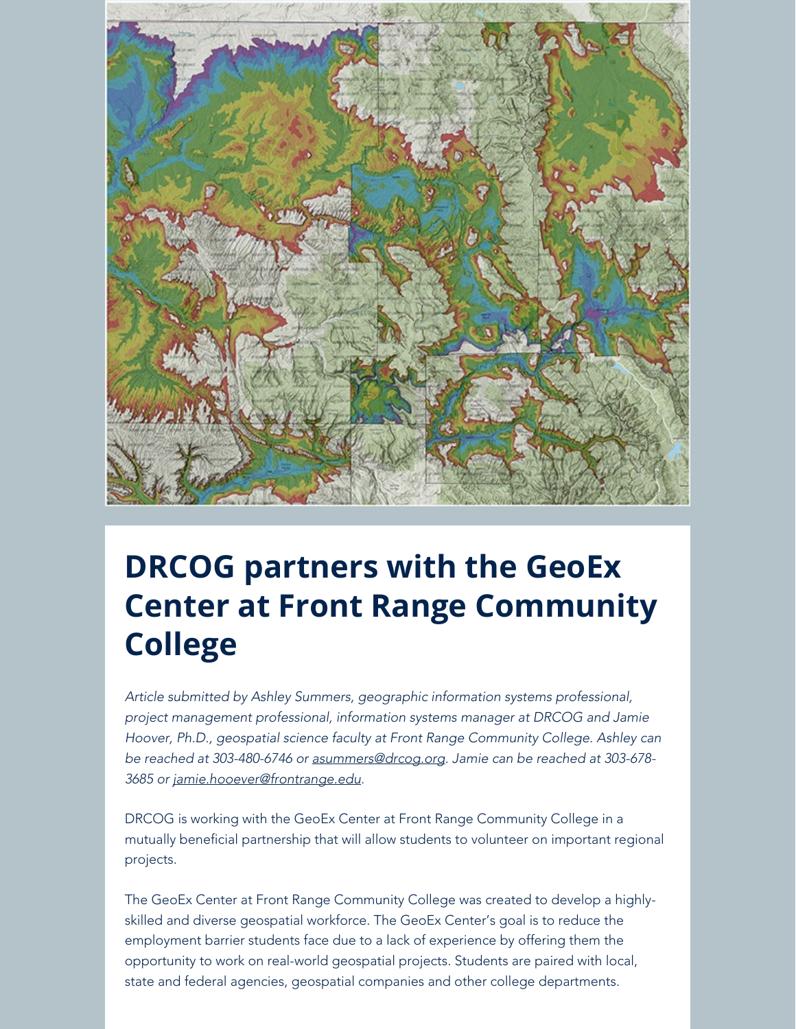# DRCOG partners with the GeoEx Center at Front Range Community College

*Article submitted by Ashley Summers, geographic information systems professional, project management professional, information systems manager at DRCOG and Jamie Hoover, Ph.D., geospatial science faculty at Front Range Community College. Ashley can be reached at 303-480-6746 or asummers@drcog.org. Jamie can be reached at 303-678-3685 or jamie.hooever@frontrange.edu.*

DRCOG is working with the GeoEx Center at Front Range Community College in a mutually beneficial partnership that will allow students to volunteer on important regional projects.

The GeoEx Center at Front Range Community College was created to develop a highly-skilled and diverse geospatial workforce. The GeoEx Center's goal is to reduce the employment barrier students face due to a lack of experience by offering them the opportunity to work on real-world geospatial projects. Students are paired with local, state and federal agencies, geospatial companies and other college departments.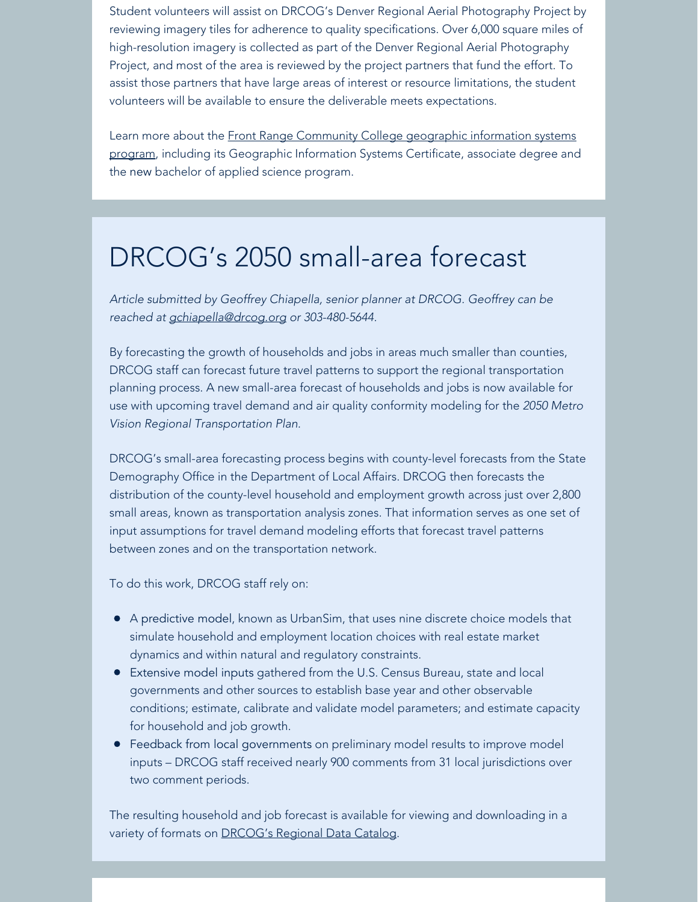Student volunteers will assist on DRCOG's Denver Regional Aerial Photography Project by reviewing imagery tiles for adherence to quality specifications. Over 6,000 square miles of high-resolution imagery is collected as part of the Denver Regional Aerial Photography Project, and most of the area is reviewed by the project partners that fund the effort. To assist those partners that have large areas of interest or resource limitations, the student volunteers will be available to ensure the deliverable meets expectations.

Learn more about the Front Range Community College geographic information systems program, including its Geographic Information Systems Certificate, associate degree and the new bachelor of applied science program.

# DRCOG's 2050 small-area forecast

*Article submitted by Geoffrey Chiapella, senior planner at DRCOG. Geoffrey can be reached at gchiapella@drcog.org or 303-480-5644.*

By forecasting the growth of households and jobs in areas much smaller than counties, DRCOG staff can forecast future travel patterns to support the regional transportation planning process. A new small-area forecast of households and jobs is now available for use with upcoming travel demand and air quality conformity modeling for the *2050 Metro Vision Regional Transportation Plan.*

DRCOG's small-area forecasting process begins with county-level forecasts from the State Demography Office in the Department of Local Affairs. DRCOG then forecasts the distribution of the county-level household and employment growth across just over 2,800 small areas, known as transportation analysis zones. That information serves as one set of input assumptions for travel demand modeling efforts that forecast travel patterns between zones and on the transportation network.

To do this work, DRCOG staff rely on:

- A predictive model, known as UrbanSim, that uses nine discrete choice models that simulate household and employment location choices with real estate market dynamics and within natural and regulatory constraints.
- Extensive model inputs gathered from the U.S. Census Bureau, state and local governments and other sources to establish base year and other observable conditions; estimate, calibrate and validate model parameters; and estimate capacity for household and job growth.
- Feedback from local governments on preliminary model results to improve model inputs – DRCOG staff received nearly 900 comments from 31 local jurisdictions over two comment periods.

The resulting household and job forecast is available for viewing and downloading in a variety of formats on DRCOG's Regional Data Catalog.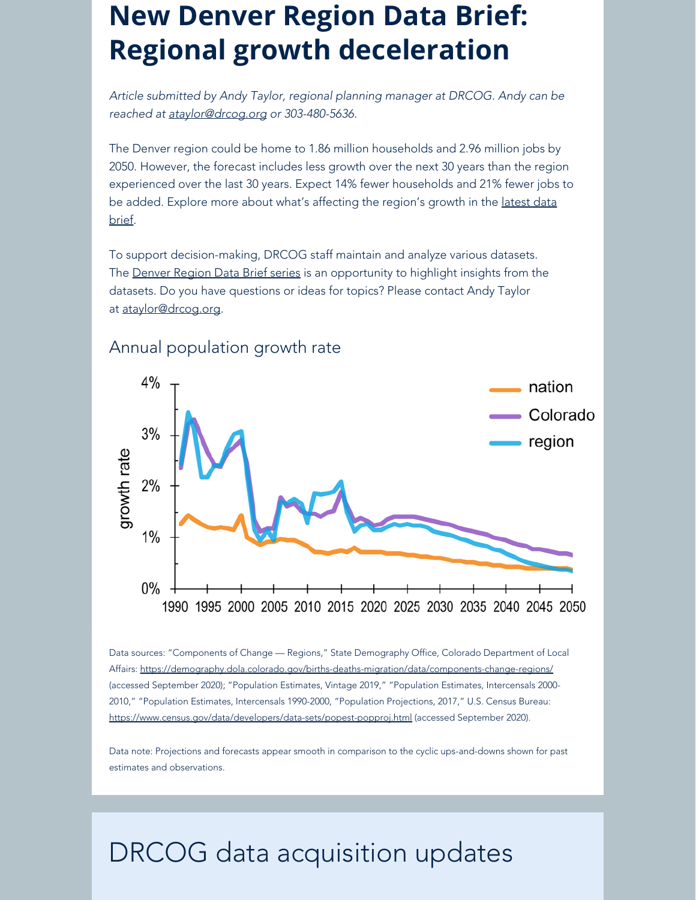# New Denver Region Data Brief: Regional growth deceleration

*Article submitted by Andy Taylor, regional planning manager at DRCOG. Andy can be reached at ataylor@drcog.org or 303-480-5636.*

The Denver region could be home to 1.86 million households and 2.96 million jobs by 2050. However, the forecast includes less growth over the next 30 years than the region experienced over the last 30 years. Expect 14% fewer households and 21% fewer jobs to be added. Explore more about what's affecting the region's growth in the latest data brief.

To support decision-making, DRCOG staff maintain and analyze various datasets. The Denver Region Data Brief series is an opportunity to highlight insights from the datasets. Do you have questions or ideas for topics? Please contact Andy Taylor at ataylor@drcog.org.

## Annual population growth rate

Data sources: "Components of Change — Regions," State Demography Office, Colorado Department of Local Affairs: https://demography.dola.colorado.gov/births-deaths-migration/data/components-change-regions/ (accessed September 2020); "Population Estimates, Vintage 2019," "Population Estimates, Intercensals 2000-2010," "Population Estimates, Intercensals 1990-2000, "Population Projections, 2017," U.S. Census Bureau: https://www.census.gov/data/developers/data-sets/popest-popproj.html (accessed September 2020).

Data note: Projections and forecasts appear smooth in comparison to the cyclic ups-and-downs shown for past estimates and observations.

# DRCOG data acquisition updates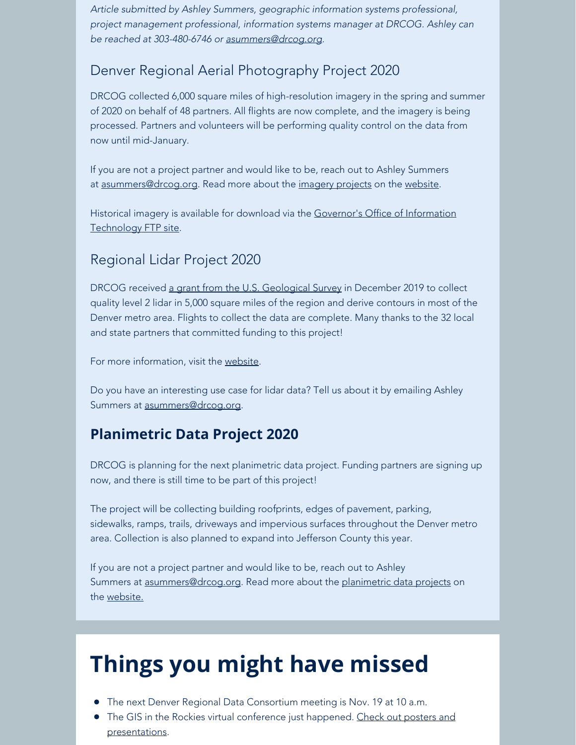*Article submitted by Ashley Summers, geographic information systems professional, project management professional, information systems manager at DRCOG. Ashley can be reached at 303-480-6746 or asummers@drcog.org.*

## Denver Regional Aerial Photography Project 2020

DRCOG collected 6,000 square miles of high-resolution imagery in the spring and summer of 2020 on behalf of 48 partners. All flights are now complete, and the imagery is being processed. Partners and volunteers will be performing quality control on the data from now until mid-January.

If you are not a project partner and would like to be, reach out to Ashley Summers at asummers@drcog.org. Read more about the imagery projects on the website.

Historical imagery is available for download via the Governor's Office of Information Technology FTP site.

## Regional Lidar Project 2020

DRCOG received a grant from the U.S. Geological Survey in December 2019 to collect quality level 2 lidar in 5,000 square miles of the region and derive contours in most of the Denver metro area. Flights to collect the data are complete. Many thanks to the 32 local and state partners that committed funding to this project!

For more information, visit the website.

Do you have an interesting use case for lidar data? Tell us about it by emailing Ashley Summers at asummers@drcog.org.

## **Planimetric Data Project 2020**

DRCOG is planning for the next planimetric data project. Funding partners are signing up now, and there is still time to be part of this project!

The project will be collecting building roofprints, edges of pavement, parking, sidewalks, ramps, trails, driveways and impervious surfaces throughout the Denver metro area. Collection is also planned to expand into Jefferson County this year.

If you are not a project partner and would like to be, reach out to Ashley Summers at asummers@drcog.org. Read more about the planimetric data projects on the website.

# Things you might have missed

- The next Denver Regional Data Consortium meeting is Nov. 19 at 10 a.m.
- The GIS in the Rockies virtual conference just happened. Check out posters and presentations.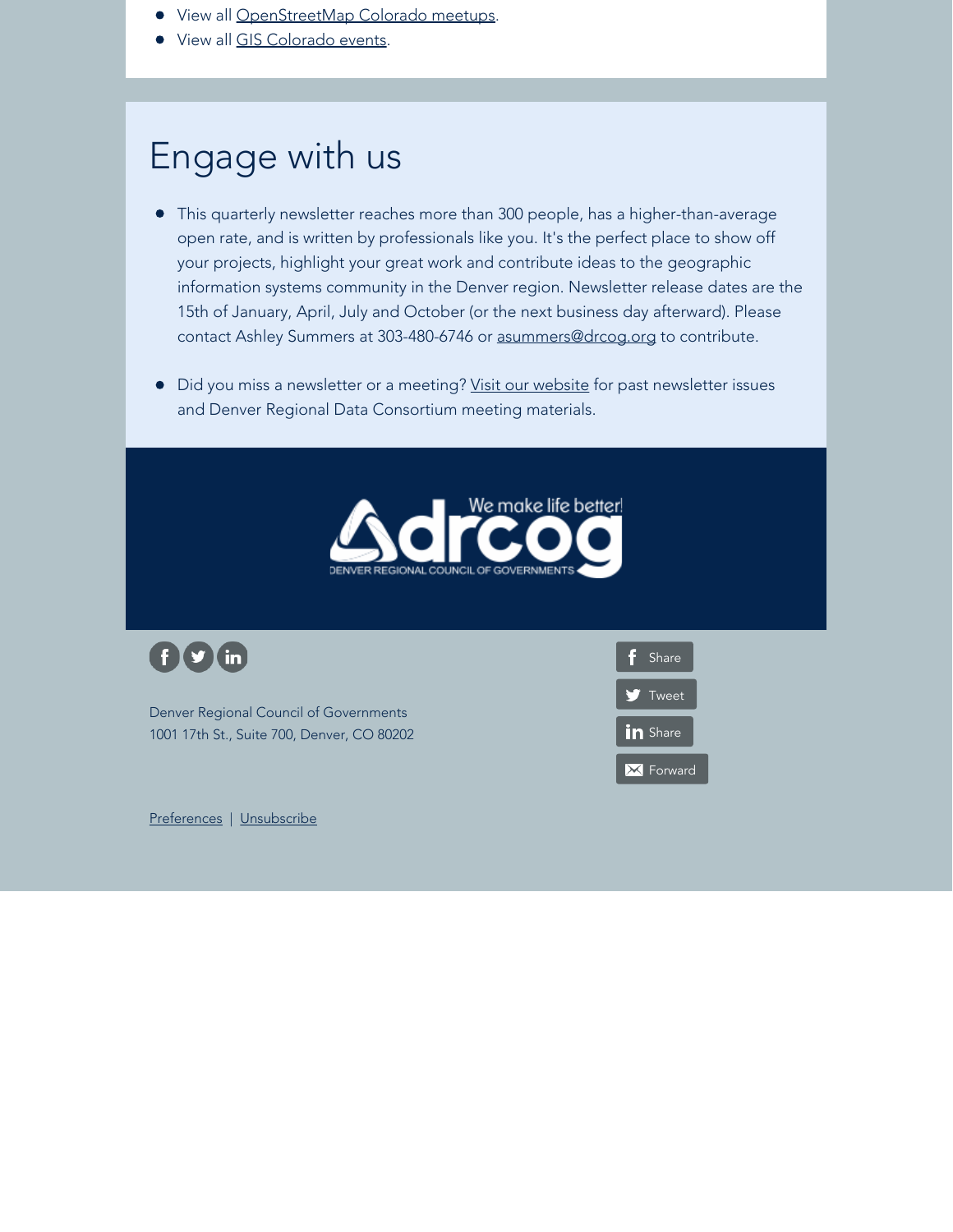- View all OpenStreetMap Colorado meetups.
- View all GIS Colorado events.

# Engage with us

- This quarterly newsletter reaches more than 300 people, has a higher-than-average open rate, and is written by professionals like you. It's the perfect place to show off your projects, highlight your great work and contribute ideas to the geographic information systems community in the Denver region. Newsletter release dates are the 15th of January, April, July and October (or the next business day afterward). Please contact Ashley Summers at 303-480-6746 or asummers@drcog.org to contribute.

- Did you miss a newsletter or a meeting? Visit our website for past newsletter issues and Denver Regional Data Consortium meeting materials.

We make life better!
drcog
DENVER REGIONAL COUNCIL OF GOVERNMENTS

Share
Tweet
Share
Forward

Denver Regional Council of Governments
1001 17th St., Suite 700, Denver, CO 80202

Preferences | Unsubscribe